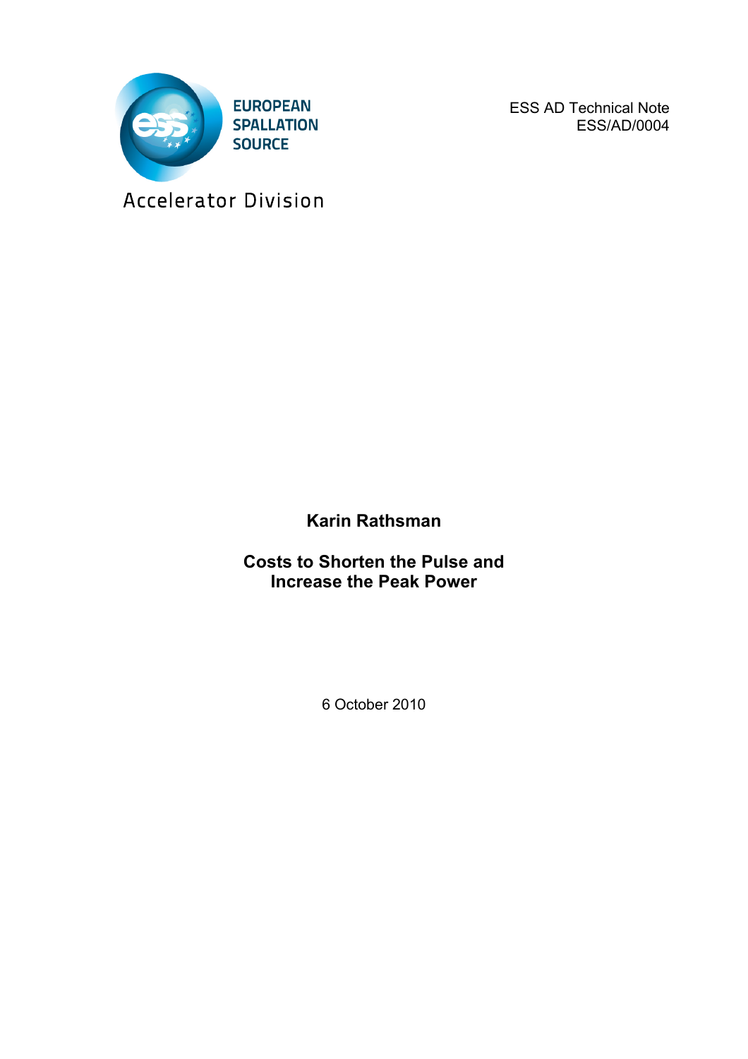EUROPEAN SPALLATION SOURCE

Accelerator Division

ESS AD Technical Note
ESS/AD/0004

**Karin Rathsman**

# Costs to Shorten the Pulse and Increase the Peak Power

6 October 2010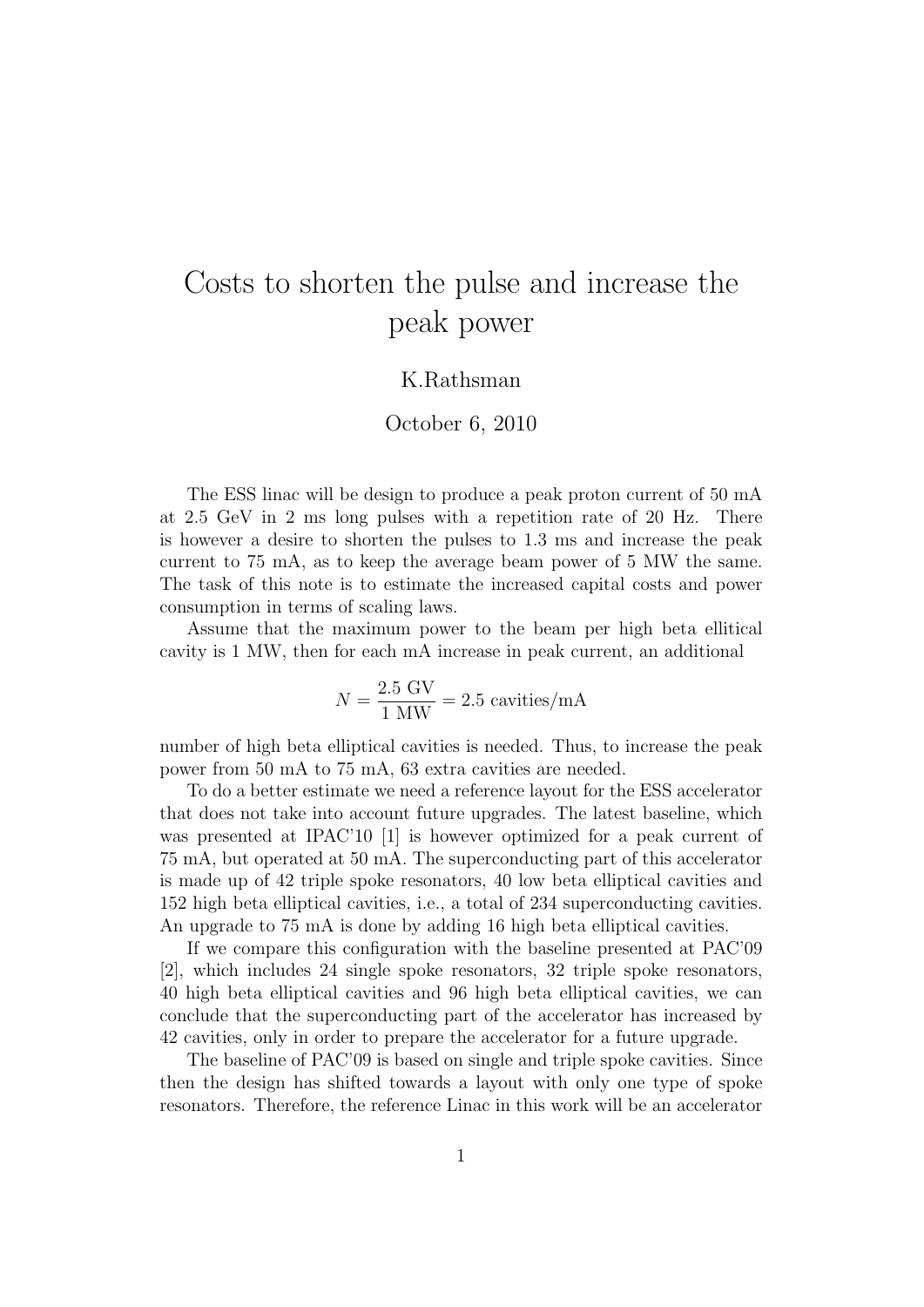# Costs to shorten the pulse and increase the peak power

K.Rathsman

October 6, 2010

The ESS linac will be design to produce a peak proton current of 50 mA at 2.5 GeV in 2 ms long pulses with a repetition rate of 20 Hz. There is however a desire to shorten the pulses to 1.3 ms and increase the peak current to 75 mA, as to keep the average beam power of 5 MW the same. The task of this note is to estimate the increased capital costs and power consumption in terms of scaling laws.

Assume that the maximum power to the beam per high beta ellitical cavity is 1 MW, then for each mA increase in peak current, an additional

$$N = \frac{2.5 \text{ GV}}{1 \text{ MW}} = 2.5 \text{ cavities/mA}$$

number of high beta elliptical cavities is needed. Thus, to increase the peak power from 50 mA to 75 mA, 63 extra cavities are needed.

To do a better estimate we need a reference layout for the ESS accelerator that does not take into account future upgrades. The latest baseline, which was presented at IPAC'10 [1] is however optimized for a peak current of 75 mA, but operated at 50 mA. The superconducting part of this accelerator is made up of 42 triple spoke resonators, 40 low beta elliptical cavities and 152 high beta elliptical cavities, i.e., a total of 234 superconducting cavities. An upgrade to 75 mA is done by adding 16 high beta elliptical cavities.

If we compare this configuration with the baseline presented at PAC'09 [2], which includes 24 single spoke resonators, 32 triple spoke resonators, 40 high beta elliptical cavities and 96 high beta elliptical cavities, we can conclude that the superconducting part of the accelerator has increased by 42 cavities, only in order to prepare the accelerator for a future upgrade.

The baseline of PAC'09 is based on single and triple spoke cavities. Since then the design has shifted towards a layout with only one type of spoke resonators. Therefore, the reference Linac in this work will be an accelerator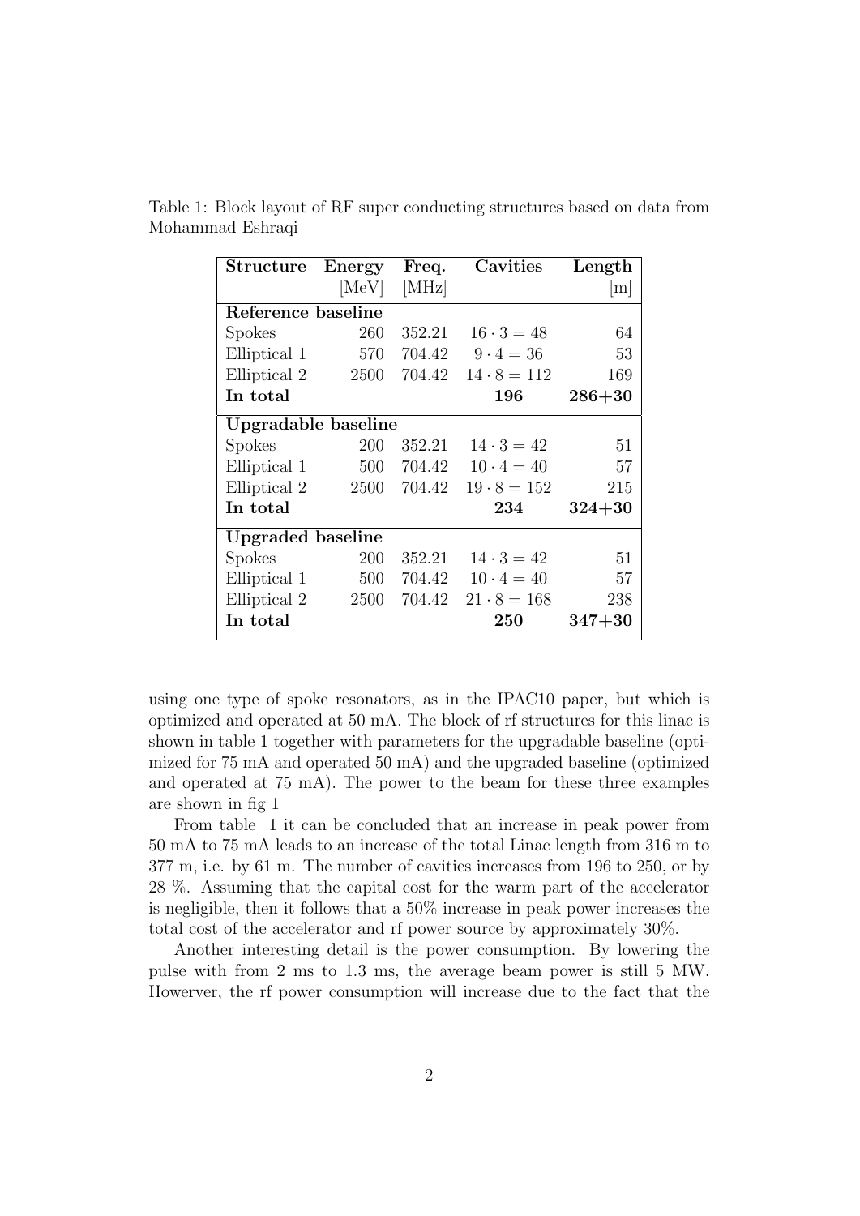Table 1: Block layout of RF super conducting structures based on data from Mohammad Eshraqi

| **Structure** | **Energy** [MeV] | **Freq.** [MHz] | **Cavities** | **Length** [m] |
|---|---|---|---|---|
| **Reference baseline** | | | | |
| Spokes | 260 | 352.21 | $16 \cdot 3 = 48$ | 64 |
| Elliptical 1 | 570 | 704.42 | $9 \cdot 4 = 36$ | 53 |
| Elliptical 2 | 2500 | 704.42 | $14 \cdot 8 = 112$ | 169 |
| **In total** | | | **196** | **286+30** |
| **Upgradable baseline** | | | | |
| Spokes | 200 | 352.21 | $14 \cdot 3 = 42$ | 51 |
| Elliptical 1 | 500 | 704.42 | $10 \cdot 4 = 40$ | 57 |
| Elliptical 2 | 2500 | 704.42 | $19 \cdot 8 = 152$ | 215 |
| **In total** | | | **234** | **324+30** |
| **Upgraded baseline** | | | | |
| Spokes | 200 | 352.21 | $14 \cdot 3 = 42$ | 51 |
| Elliptical 1 | 500 | 704.42 | $10 \cdot 4 = 40$ | 57 |
| Elliptical 2 | 2500 | 704.42 | $21 \cdot 8 = 168$ | 238 |
| **In total** | | | **250** | **347+30** |

using one type of spoke resonators, as in the IPAC10 paper, but which is optimized and operated at 50 mA. The block of rf structures for this linac is shown in table 1 together with parameters for the upgradable baseline (optimized for 75 mA and operated 50 mA) and the upgraded baseline (optimized and operated at 75 mA). The power to the beam for these three examples are shown in fig 1

From table 1 it can be concluded that an increase in peak power from 50 mA to 75 mA leads to an increase of the total Linac length from 316 m to 377 m, i.e. by 61 m. The number of cavities increases from 196 to 250, or by 28 %. Assuming that the capital cost for the warm part of the accelerator is negligible, then it follows that a 50% increase in peak power increases the total cost of the accelerator and rf power source by approximately 30%.

Another interesting detail is the power consumption. By lowering the pulse with from 2 ms to 1.3 ms, the average beam power is still 5 MW. Howerver, the rf power consumption will increase due to the fact that the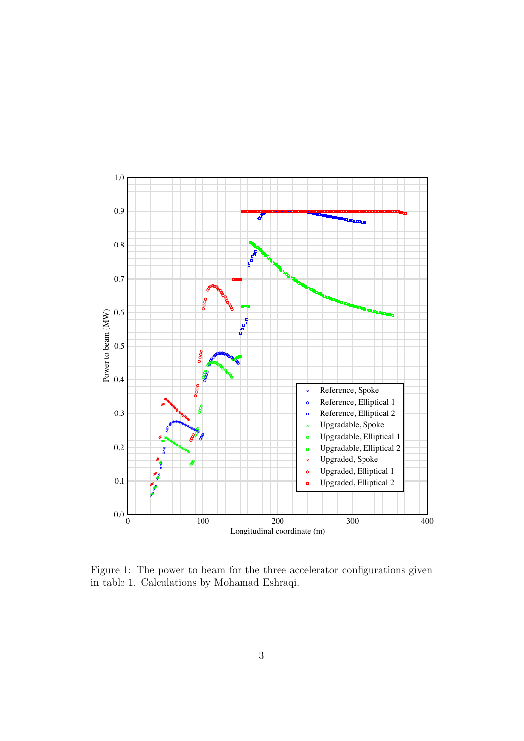Figure 1: The power to beam for the three accelerator configurations given in table 1. Calculations by Mohamad Eshraqi.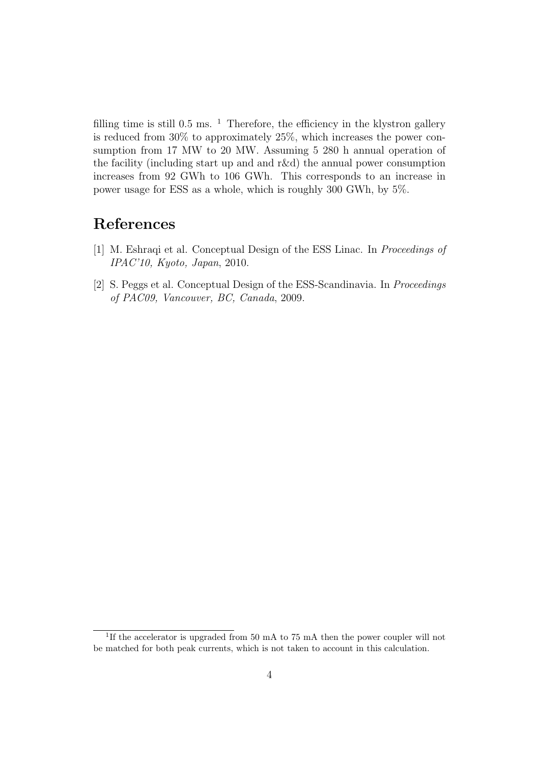filling time is still 0.5 ms. [1] Therefore, the efficiency in the klystron gallery is reduced from 30% to approximately 25%, which increases the power consumption from 17 MW to 20 MW. Assuming 5 280 h annual operation of the facility (including start up and and r&d) the annual power consumption increases from 92 GWh to 106 GWh. This corresponds to an increase in power usage for ESS as a whole, which is roughly 300 GWh, by 5%.

## References

[1] M. Eshraqi et al. Conceptual Design of the ESS Linac. In *Proceedings of IPAC'10, Kyoto, Japan*, 2010.

[2] S. Peggs et al. Conceptual Design of the ESS-Scandinavia. In *Proceedings of PAC09, Vancouver, BC, Canada*, 2009.

---

[1] If the accelerator is upgraded from 50 mA to 75 mA then the power coupler will not be matched for both peak currents, which is not taken to account in this calculation.